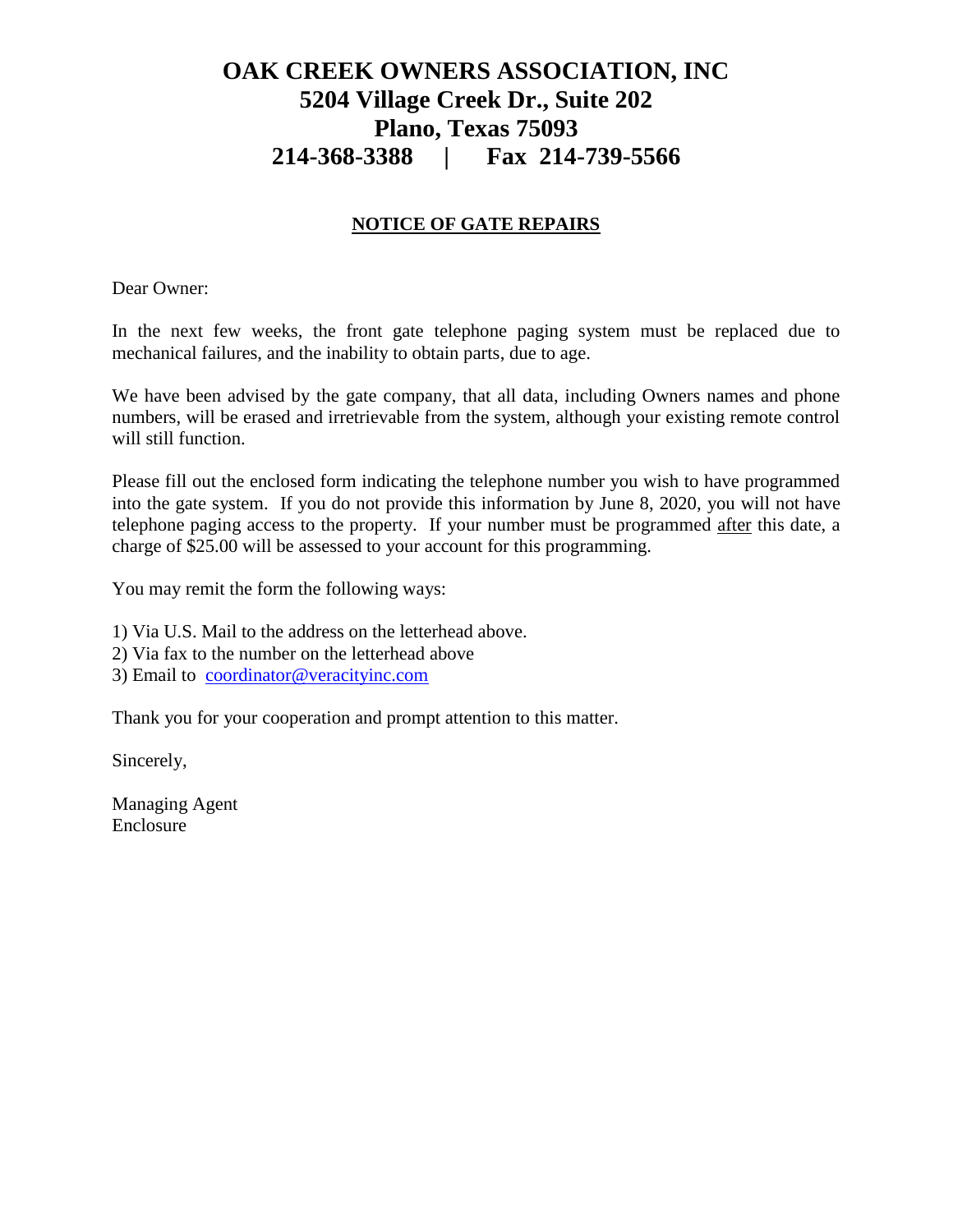# OAK CREEK OWNERS ASSOCIATION, INC
# 5204 Village Creek Dr., Suite 202
# Plano, Texas 75093
# 214-368-3388 | Fax 214-739-5566

## NOTICE OF GATE REPAIRS

Dear Owner:

In the next few weeks, the front gate telephone paging system must be replaced due to mechanical failures, and the inability to obtain parts, due to age.

We have been advised by the gate company, that all data, including Owners names and phone numbers, will be erased and irretrievable from the system, although your existing remote control will still function.

Please fill out the enclosed form indicating the telephone number you wish to have programmed into the gate system. If you do not provide this information by June 8, 2020, you will not have telephone paging access to the property. If your number must be programmed after this date, a charge of $25.00 will be assessed to your account for this programming.

You may remit the form the following ways:

1) Via U.S. Mail to the address on the letterhead above.
2) Via fax to the number on the letterhead above
3) Email to coordinator@veracityinc.com

Thank you for your cooperation and prompt attention to this matter.

Sincerely,

Managing Agent
Enclosure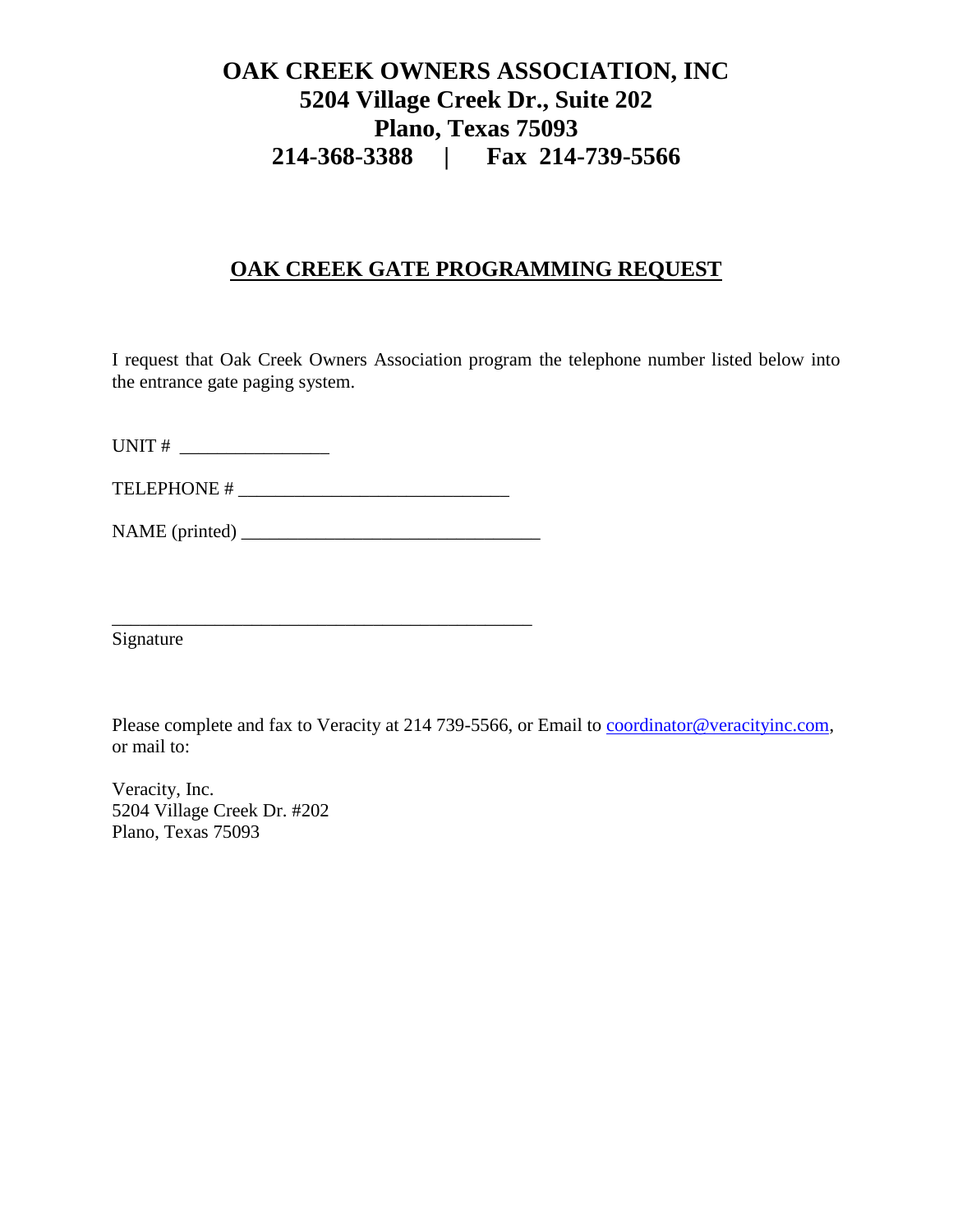# OAK CREEK OWNERS ASSOCIATION, INC
# 5204 Village Creek Dr., Suite 202
# Plano, Texas 75093
# 214-368-3388 | Fax 214-739-5566

## OAK CREEK GATE PROGRAMMING REQUEST

I request that Oak Creek Owners Association program the telephone number listed below into the entrance gate paging system.

UNIT # ________________

TELEPHONE # _____________________________

NAME (printed) ________________________________

_____________________________________________
Signature

Please complete and fax to Veracity at 214 739-5566, or Email to coordinator@veracityinc.com, or mail to:

Veracity, Inc.
5204 Village Creek Dr. #202
Plano, Texas 75093